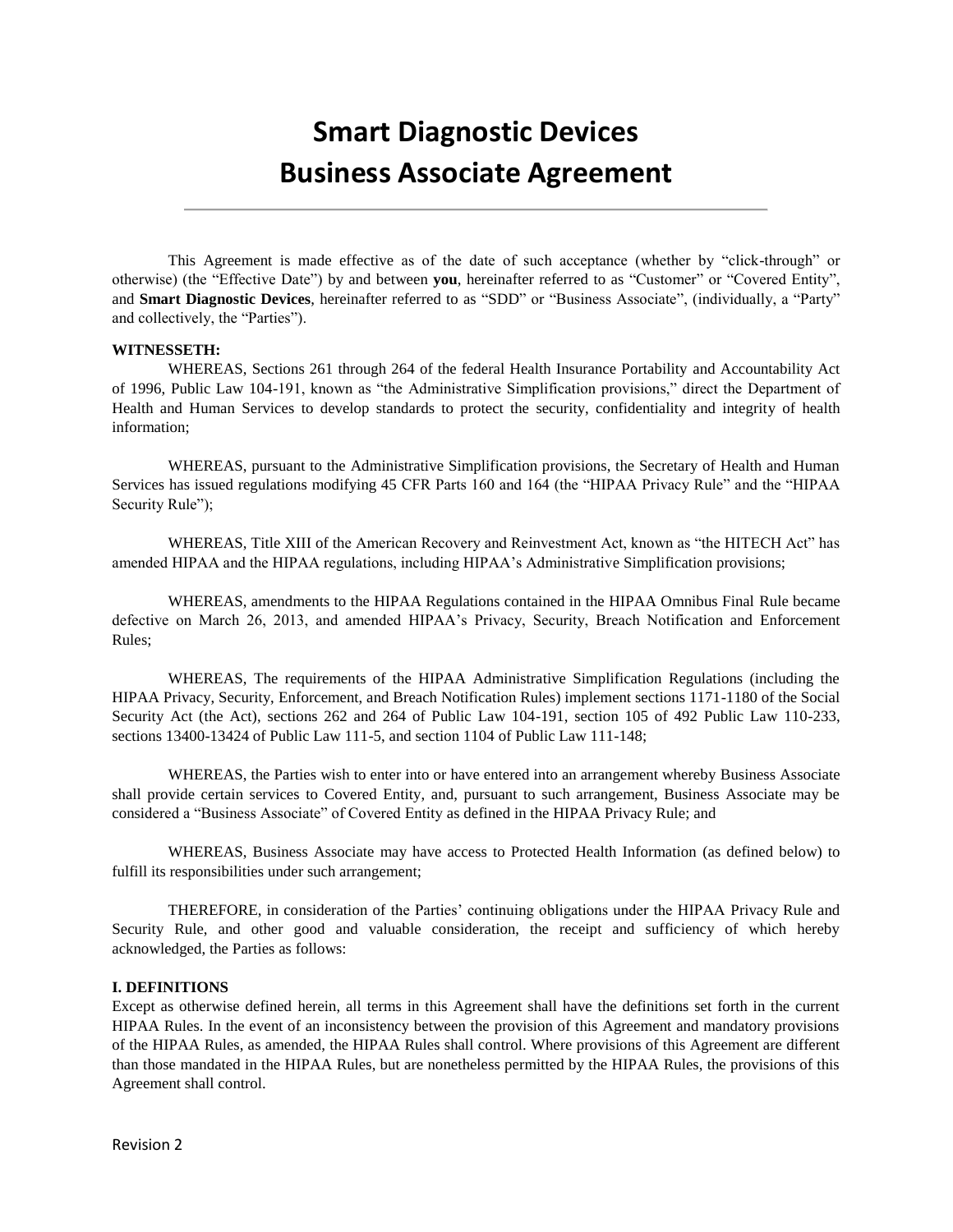# Smart Diagnostic Devices
# Business Associate Agreement

---

This Agreement is made effective as of the date of such acceptance (whether by "click-through" or otherwise) (the "Effective Date") by and between **you**, hereinafter referred to as "Customer" or "Covered Entity", and **Smart Diagnostic Devices**, hereinafter referred to as "SDD" or "Business Associate", (individually, a "Party" and collectively, the "Parties").

**WITNESSETH:**

WHEREAS, Sections 261 through 264 of the federal Health Insurance Portability and Accountability Act of 1996, Public Law 104-191, known as "the Administrative Simplification provisions," direct the Department of Health and Human Services to develop standards to protect the security, confidentiality and integrity of health information;

WHEREAS, pursuant to the Administrative Simplification provisions, the Secretary of Health and Human Services has issued regulations modifying 45 CFR Parts 160 and 164 (the "HIPAA Privacy Rule" and the "HIPAA Security Rule");

WHEREAS, Title XIII of the American Recovery and Reinvestment Act, known as "the HITECH Act" has amended HIPAA and the HIPAA regulations, including HIPAA's Administrative Simplification provisions;

WHEREAS, amendments to the HIPAA Regulations contained in the HIPAA Omnibus Final Rule became defective on March 26, 2013, and amended HIPAA's Privacy, Security, Breach Notification and Enforcement Rules;

WHEREAS, The requirements of the HIPAA Administrative Simplification Regulations (including the HIPAA Privacy, Security, Enforcement, and Breach Notification Rules) implement sections 1171-1180 of the Social Security Act (the Act), sections 262 and 264 of Public Law 104-191, section 105 of 492 Public Law 110-233, sections 13400-13424 of Public Law 111-5, and section 1104 of Public Law 111-148;

WHEREAS, the Parties wish to enter into or have entered into an arrangement whereby Business Associate shall provide certain services to Covered Entity, and, pursuant to such arrangement, Business Associate may be considered a "Business Associate" of Covered Entity as defined in the HIPAA Privacy Rule; and

WHEREAS, Business Associate may have access to Protected Health Information (as defined below) to fulfill its responsibilities under such arrangement;

THEREFORE, in consideration of the Parties' continuing obligations under the HIPAA Privacy Rule and Security Rule, and other good and valuable consideration, the receipt and sufficiency of which hereby acknowledged, the Parties as follows:

**I. DEFINITIONS**

Except as otherwise defined herein, all terms in this Agreement shall have the definitions set forth in the current HIPAA Rules. In the event of an inconsistency between the provision of this Agreement and mandatory provisions of the HIPAA Rules, as amended, the HIPAA Rules shall control. Where provisions of this Agreement are different than those mandated in the HIPAA Rules, but are nonetheless permitted by the HIPAA Rules, the provisions of this Agreement shall control.

Revision 2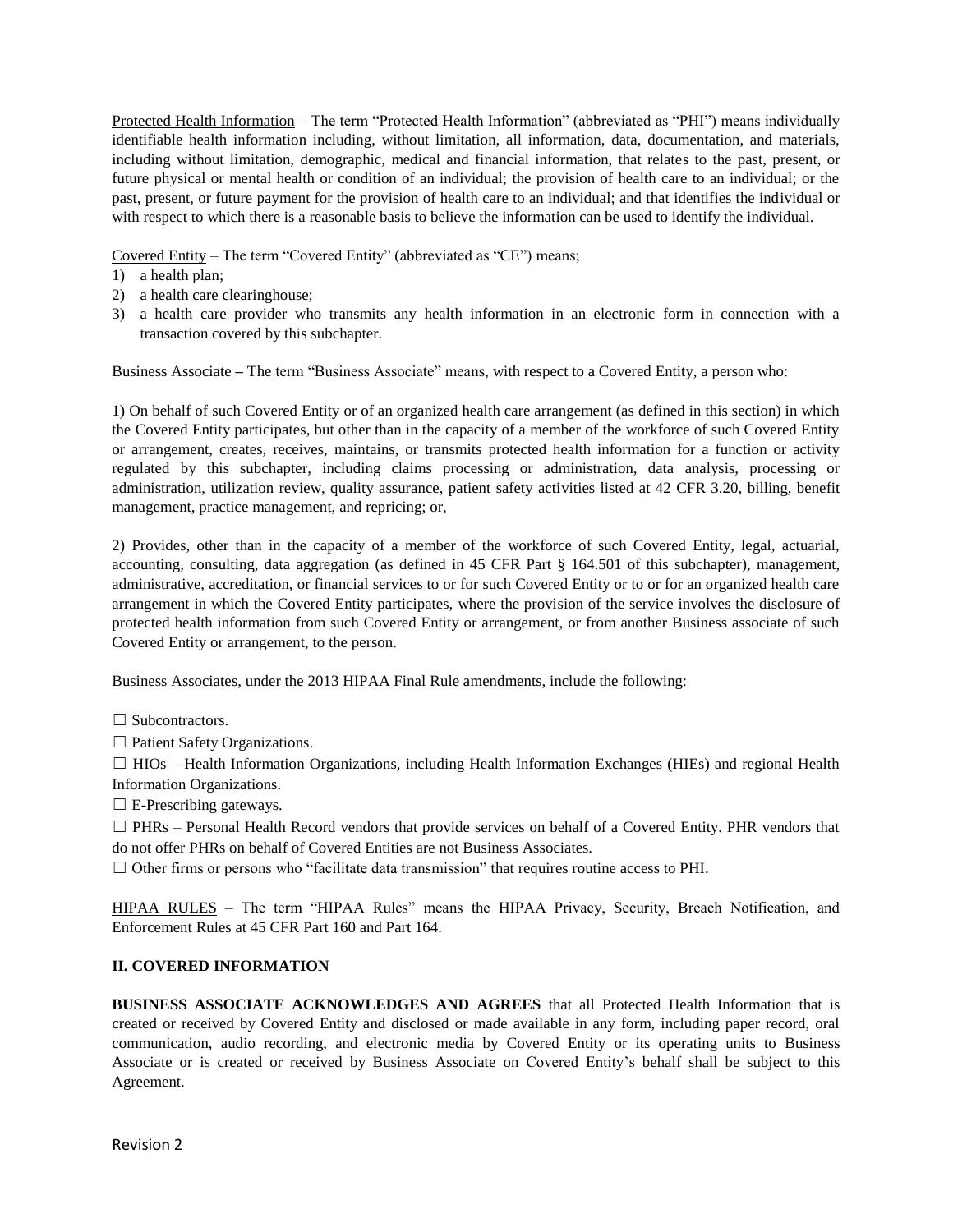Protected Health Information – The term "Protected Health Information" (abbreviated as "PHI") means individually identifiable health information including, without limitation, all information, data, documentation, and materials, including without limitation, demographic, medical and financial information, that relates to the past, present, or future physical or mental health or condition of an individual; the provision of health care to an individual; or the past, present, or future payment for the provision of health care to an individual; and that identifies the individual or with respect to which there is a reasonable basis to believe the information can be used to identify the individual.

Covered Entity – The term "Covered Entity" (abbreviated as "CE") means;

1) a health plan;
2) a health care clearinghouse;
3) a health care provider who transmits any health information in an electronic form in connection with a transaction covered by this subchapter.

Business Associate **–** The term "Business Associate" means, with respect to a Covered Entity, a person who:

1) On behalf of such Covered Entity or of an organized health care arrangement (as defined in this section) in which the Covered Entity participates, but other than in the capacity of a member of the workforce of such Covered Entity or arrangement, creates, receives, maintains, or transmits protected health information for a function or activity regulated by this subchapter, including claims processing or administration, data analysis, processing or administration, utilization review, quality assurance, patient safety activities listed at 42 CFR 3.20, billing, benefit management, practice management, and repricing; or,

2) Provides, other than in the capacity of a member of the workforce of such Covered Entity, legal, actuarial, accounting, consulting, data aggregation (as defined in 45 CFR Part § 164.501 of this subchapter), management, administrative, accreditation, or financial services to or for such Covered Entity or to or for an organized health care arrangement in which the Covered Entity participates, where the provision of the service involves the disclosure of protected health information from such Covered Entity or arrangement, or from another Business associate of such Covered Entity or arrangement, to the person.

Business Associates, under the 2013 HIPAA Final Rule amendments, include the following:

☐ Subcontractors.

☐ Patient Safety Organizations.

☐ HIOs – Health Information Organizations, including Health Information Exchanges (HIEs) and regional Health Information Organizations.

☐ E-Prescribing gateways.

☐ PHRs – Personal Health Record vendors that provide services on behalf of a Covered Entity. PHR vendors that do not offer PHRs on behalf of Covered Entities are not Business Associates.

☐ Other firms or persons who "facilitate data transmission" that requires routine access to PHI.

HIPAA RULES – The term "HIPAA Rules" means the HIPAA Privacy, Security, Breach Notification, and Enforcement Rules at 45 CFR Part 160 and Part 164.

## II. COVERED INFORMATION

**BUSINESS ASSOCIATE ACKNOWLEDGES AND AGREES** that all Protected Health Information that is created or received by Covered Entity and disclosed or made available in any form, including paper record, oral communication, audio recording, and electronic media by Covered Entity or its operating units to Business Associate or is created or received by Business Associate on Covered Entity's behalf shall be subject to this Agreement.

Revision 2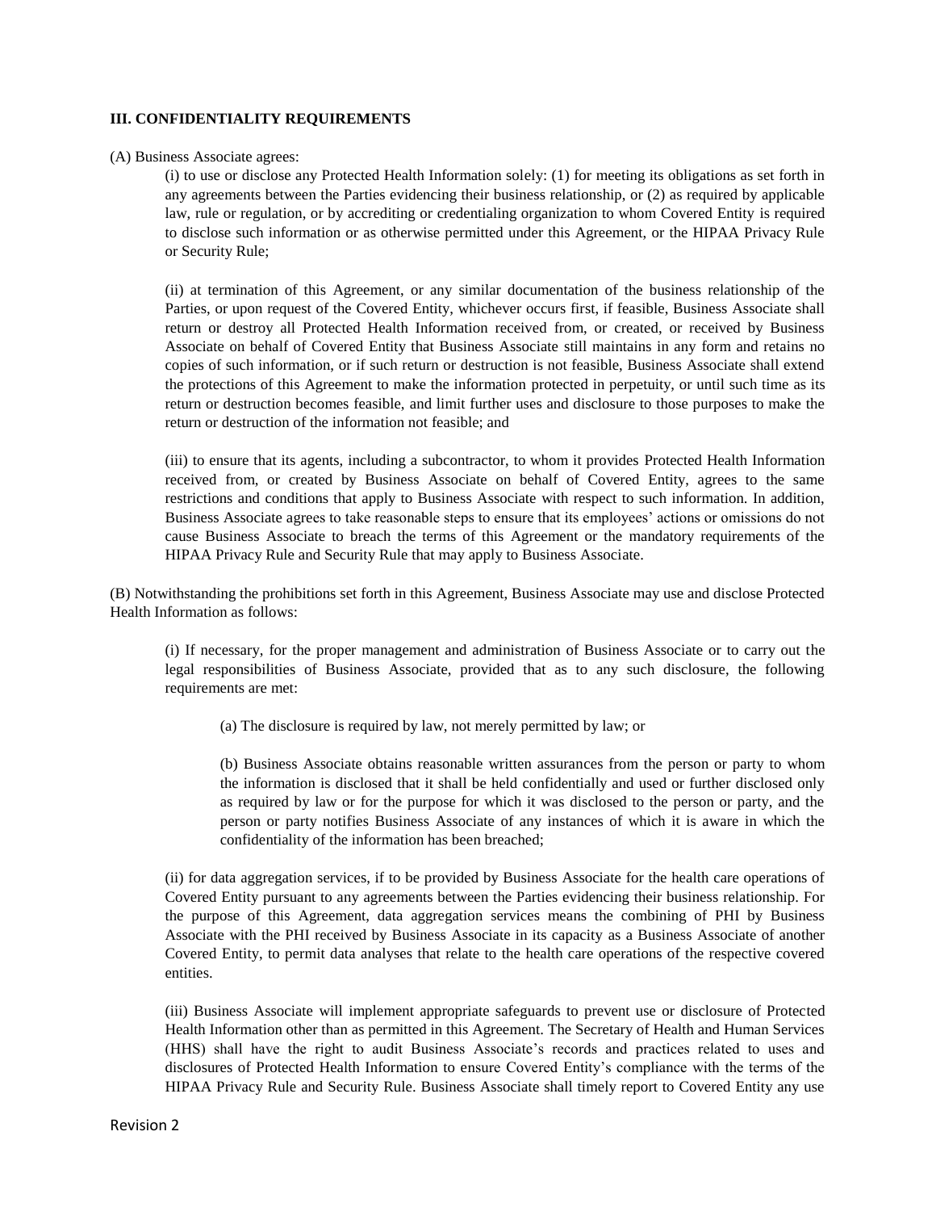**III. CONFIDENTIALITY REQUIREMENTS**

(A) Business Associate agrees:

(i) to use or disclose any Protected Health Information solely: (1) for meeting its obligations as set forth in any agreements between the Parties evidencing their business relationship, or (2) as required by applicable law, rule or regulation, or by accrediting or credentialing organization to whom Covered Entity is required to disclose such information or as otherwise permitted under this Agreement, or the HIPAA Privacy Rule or Security Rule;

(ii) at termination of this Agreement, or any similar documentation of the business relationship of the Parties, or upon request of the Covered Entity, whichever occurs first, if feasible, Business Associate shall return or destroy all Protected Health Information received from, or created, or received by Business Associate on behalf of Covered Entity that Business Associate still maintains in any form and retains no copies of such information, or if such return or destruction is not feasible, Business Associate shall extend the protections of this Agreement to make the information protected in perpetuity, or until such time as its return or destruction becomes feasible, and limit further uses and disclosure to those purposes to make the return or destruction of the information not feasible; and

(iii) to ensure that its agents, including a subcontractor, to whom it provides Protected Health Information received from, or created by Business Associate on behalf of Covered Entity, agrees to the same restrictions and conditions that apply to Business Associate with respect to such information. In addition, Business Associate agrees to take reasonable steps to ensure that its employees' actions or omissions do not cause Business Associate to breach the terms of this Agreement or the mandatory requirements of the HIPAA Privacy Rule and Security Rule that may apply to Business Associate.

(B) Notwithstanding the prohibitions set forth in this Agreement, Business Associate may use and disclose Protected Health Information as follows:

(i) If necessary, for the proper management and administration of Business Associate or to carry out the legal responsibilities of Business Associate, provided that as to any such disclosure, the following requirements are met:

(a) The disclosure is required by law, not merely permitted by law; or

(b) Business Associate obtains reasonable written assurances from the person or party to whom the information is disclosed that it shall be held confidentially and used or further disclosed only as required by law or for the purpose for which it was disclosed to the person or party, and the person or party notifies Business Associate of any instances of which it is aware in which the confidentiality of the information has been breached;

(ii) for data aggregation services, if to be provided by Business Associate for the health care operations of Covered Entity pursuant to any agreements between the Parties evidencing their business relationship. For the purpose of this Agreement, data aggregation services means the combining of PHI by Business Associate with the PHI received by Business Associate in its capacity as a Business Associate of another Covered Entity, to permit data analyses that relate to the health care operations of the respective covered entities.

(iii) Business Associate will implement appropriate safeguards to prevent use or disclosure of Protected Health Information other than as permitted in this Agreement. The Secretary of Health and Human Services (HHS) shall have the right to audit Business Associate's records and practices related to uses and disclosures of Protected Health Information to ensure Covered Entity's compliance with the terms of the HIPAA Privacy Rule and Security Rule. Business Associate shall timely report to Covered Entity any use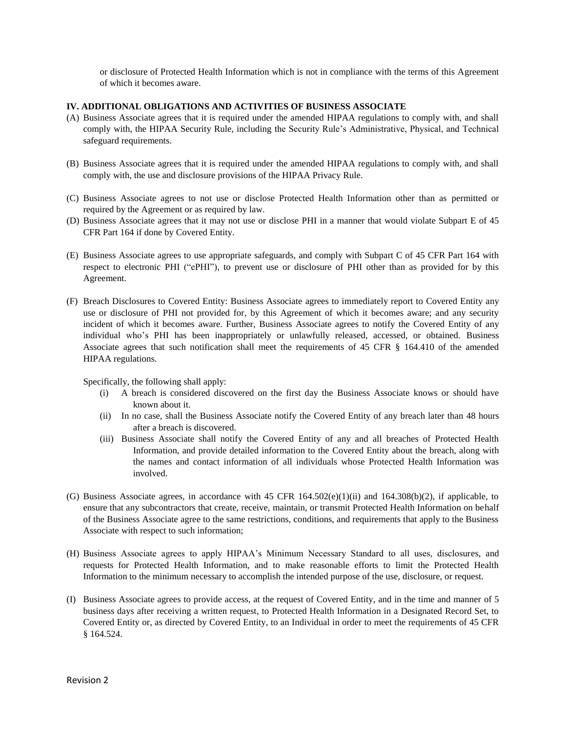or disclosure of Protected Health Information which is not in compliance with the terms of this Agreement of which it becomes aware.

**IV. ADDITIONAL OBLIGATIONS AND ACTIVITIES OF BUSINESS ASSOCIATE**

(A) Business Associate agrees that it is required under the amended HIPAA regulations to comply with, and shall comply with, the HIPAA Security Rule, including the Security Rule's Administrative, Physical, and Technical safeguard requirements.

(B) Business Associate agrees that it is required under the amended HIPAA regulations to comply with, and shall comply with, the use and disclosure provisions of the HIPAA Privacy Rule.

(C) Business Associate agrees to not use or disclose Protected Health Information other than as permitted or required by the Agreement or as required by law.

(D) Business Associate agrees that it may not use or disclose PHI in a manner that would violate Subpart E of 45 CFR Part 164 if done by Covered Entity.

(E) Business Associate agrees to use appropriate safeguards, and comply with Subpart C of 45 CFR Part 164 with respect to electronic PHI ("ePHI"), to prevent use or disclosure of PHI other than as provided for by this Agreement.

(F) Breach Disclosures to Covered Entity: Business Associate agrees to immediately report to Covered Entity any use or disclosure of PHI not provided for, by this Agreement of which it becomes aware; and any security incident of which it becomes aware. Further, Business Associate agrees to notify the Covered Entity of any individual who's PHI has been inappropriately or unlawfully released, accessed, or obtained. Business Associate agrees that such notification shall meet the requirements of 45 CFR § 164.410 of the amended HIPAA regulations.

Specifically, the following shall apply:

(i) A breach is considered discovered on the first day the Business Associate knows or should have known about it.

(ii) In no case, shall the Business Associate notify the Covered Entity of any breach later than 48 hours after a breach is discovered.

(iii) Business Associate shall notify the Covered Entity of any and all breaches of Protected Health Information, and provide detailed information to the Covered Entity about the breach, along with the names and contact information of all individuals whose Protected Health Information was involved.

(G) Business Associate agrees, in accordance with 45 CFR 164.502(e)(1)(ii) and 164.308(b)(2), if applicable, to ensure that any subcontractors that create, receive, maintain, or transmit Protected Health Information on behalf of the Business Associate agree to the same restrictions, conditions, and requirements that apply to the Business Associate with respect to such information;

(H) Business Associate agrees to apply HIPAA's Minimum Necessary Standard to all uses, disclosures, and requests for Protected Health Information, and to make reasonable efforts to limit the Protected Health Information to the minimum necessary to accomplish the intended purpose of the use, disclosure, or request.

(I) Business Associate agrees to provide access, at the request of Covered Entity, and in the time and manner of 5 business days after receiving a written request, to Protected Health Information in a Designated Record Set, to Covered Entity or, as directed by Covered Entity, to an Individual in order to meet the requirements of 45 CFR § 164.524.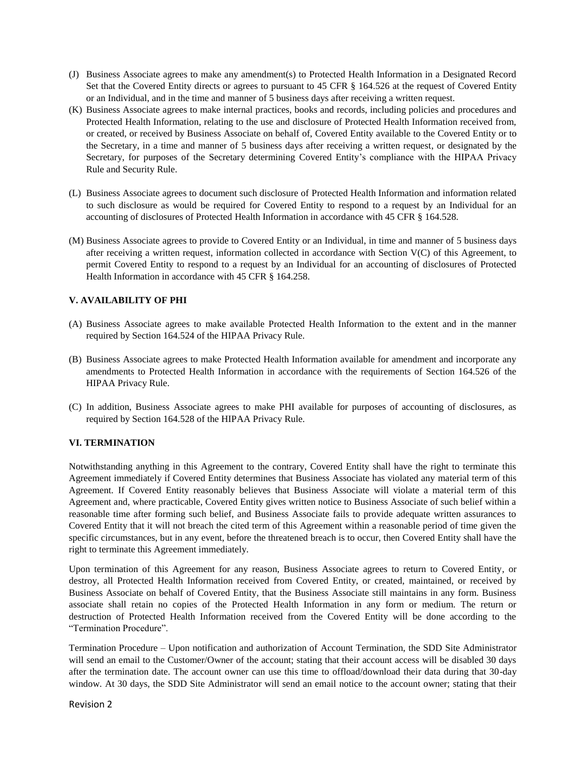(J) Business Associate agrees to make any amendment(s) to Protected Health Information in a Designated Record Set that the Covered Entity directs or agrees to pursuant to 45 CFR § 164.526 at the request of Covered Entity or an Individual, and in the time and manner of 5 business days after receiving a written request.

(K) Business Associate agrees to make internal practices, books and records, including policies and procedures and Protected Health Information, relating to the use and disclosure of Protected Health Information received from, or created, or received by Business Associate on behalf of, Covered Entity available to the Covered Entity or to the Secretary, in a time and manner of 5 business days after receiving a written request, or designated by the Secretary, for purposes of the Secretary determining Covered Entity's compliance with the HIPAA Privacy Rule and Security Rule.

(L) Business Associate agrees to document such disclosure of Protected Health Information and information related to such disclosure as would be required for Covered Entity to respond to a request by an Individual for an accounting of disclosures of Protected Health Information in accordance with 45 CFR § 164.528.

(M) Business Associate agrees to provide to Covered Entity or an Individual, in time and manner of 5 business days after receiving a written request, information collected in accordance with Section V(C) of this Agreement, to permit Covered Entity to respond to a request by an Individual for an accounting of disclosures of Protected Health Information in accordance with 45 CFR § 164.258.

### V. AVAILABILITY OF PHI

(A) Business Associate agrees to make available Protected Health Information to the extent and in the manner required by Section 164.524 of the HIPAA Privacy Rule.

(B) Business Associate agrees to make Protected Health Information available for amendment and incorporate any amendments to Protected Health Information in accordance with the requirements of Section 164.526 of the HIPAA Privacy Rule.

(C) In addition, Business Associate agrees to make PHI available for purposes of accounting of disclosures, as required by Section 164.528 of the HIPAA Privacy Rule.

### VI. TERMINATION

Notwithstanding anything in this Agreement to the contrary, Covered Entity shall have the right to terminate this Agreement immediately if Covered Entity determines that Business Associate has violated any material term of this Agreement. If Covered Entity reasonably believes that Business Associate will violate a material term of this Agreement and, where practicable, Covered Entity gives written notice to Business Associate of such belief within a reasonable time after forming such belief, and Business Associate fails to provide adequate written assurances to Covered Entity that it will not breach the cited term of this Agreement within a reasonable period of time given the specific circumstances, but in any event, before the threatened breach is to occur, then Covered Entity shall have the right to terminate this Agreement immediately.

Upon termination of this Agreement for any reason, Business Associate agrees to return to Covered Entity, or destroy, all Protected Health Information received from Covered Entity, or created, maintained, or received by Business Associate on behalf of Covered Entity, that the Business Associate still maintains in any form. Business associate shall retain no copies of the Protected Health Information in any form or medium. The return or destruction of Protected Health Information received from the Covered Entity will be done according to the "Termination Procedure".

Termination Procedure – Upon notification and authorization of Account Termination, the SDD Site Administrator will send an email to the Customer/Owner of the account; stating that their account access will be disabled 30 days after the termination date. The account owner can use this time to offload/download their data during that 30-day window. At 30 days, the SDD Site Administrator will send an email notice to the account owner; stating that their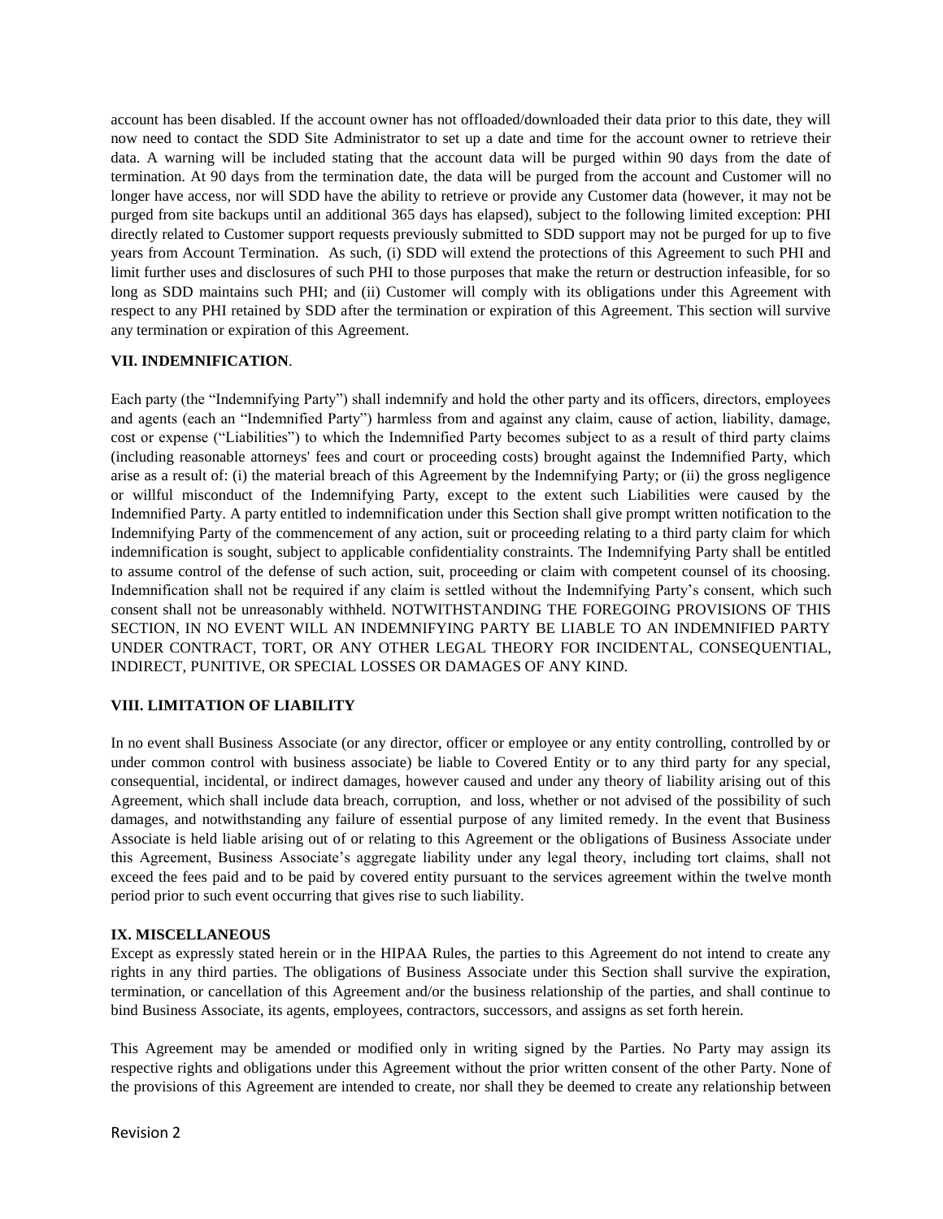account has been disabled. If the account owner has not offloaded/downloaded their data prior to this date, they will now need to contact the SDD Site Administrator to set up a date and time for the account owner to retrieve their data. A warning will be included stating that the account data will be purged within 90 days from the date of termination. At 90 days from the termination date, the data will be purged from the account and Customer will no longer have access, nor will SDD have the ability to retrieve or provide any Customer data (however, it may not be purged from site backups until an additional 365 days has elapsed), subject to the following limited exception: PHI directly related to Customer support requests previously submitted to SDD support may not be purged for up to five years from Account Termination. As such, (i) SDD will extend the protections of this Agreement to such PHI and limit further uses and disclosures of such PHI to those purposes that make the return or destruction infeasible, for so long as SDD maintains such PHI; and (ii) Customer will comply with its obligations under this Agreement with respect to any PHI retained by SDD after the termination or expiration of this Agreement. This section will survive any termination or expiration of this Agreement.

**VII. INDEMNIFICATION**.

Each party (the "Indemnifying Party") shall indemnify and hold the other party and its officers, directors, employees and agents (each an "Indemnified Party") harmless from and against any claim, cause of action, liability, damage, cost or expense ("Liabilities") to which the Indemnified Party becomes subject to as a result of third party claims (including reasonable attorneys' fees and court or proceeding costs) brought against the Indemnified Party, which arise as a result of: (i) the material breach of this Agreement by the Indemnifying Party; or (ii) the gross negligence or willful misconduct of the Indemnifying Party, except to the extent such Liabilities were caused by the Indemnified Party. A party entitled to indemnification under this Section shall give prompt written notification to the Indemnifying Party of the commencement of any action, suit or proceeding relating to a third party claim for which indemnification is sought, subject to applicable confidentiality constraints. The Indemnifying Party shall be entitled to assume control of the defense of such action, suit, proceeding or claim with competent counsel of its choosing. Indemnification shall not be required if any claim is settled without the Indemnifying Party's consent, which such consent shall not be unreasonably withheld. NOTWITHSTANDING THE FOREGOING PROVISIONS OF THIS SECTION, IN NO EVENT WILL AN INDEMNIFYING PARTY BE LIABLE TO AN INDEMNIFIED PARTY UNDER CONTRACT, TORT, OR ANY OTHER LEGAL THEORY FOR INCIDENTAL, CONSEQUENTIAL, INDIRECT, PUNITIVE, OR SPECIAL LOSSES OR DAMAGES OF ANY KIND.

**VIII. LIMITATION OF LIABILITY**

In no event shall Business Associate (or any director, officer or employee or any entity controlling, controlled by or under common control with business associate) be liable to Covered Entity or to any third party for any special, consequential, incidental, or indirect damages, however caused and under any theory of liability arising out of this Agreement, which shall include data breach, corruption, and loss, whether or not advised of the possibility of such damages, and notwithstanding any failure of essential purpose of any limited remedy. In the event that Business Associate is held liable arising out of or relating to this Agreement or the obligations of Business Associate under this Agreement, Business Associate's aggregate liability under any legal theory, including tort claims, shall not exceed the fees paid and to be paid by covered entity pursuant to the services agreement within the twelve month period prior to such event occurring that gives rise to such liability.

**IX. MISCELLANEOUS**

Except as expressly stated herein or in the HIPAA Rules, the parties to this Agreement do not intend to create any rights in any third parties. The obligations of Business Associate under this Section shall survive the expiration, termination, or cancellation of this Agreement and/or the business relationship of the parties, and shall continue to bind Business Associate, its agents, employees, contractors, successors, and assigns as set forth herein.

This Agreement may be amended or modified only in writing signed by the Parties. No Party may assign its respective rights and obligations under this Agreement without the prior written consent of the other Party. None of the provisions of this Agreement are intended to create, nor shall they be deemed to create any relationship between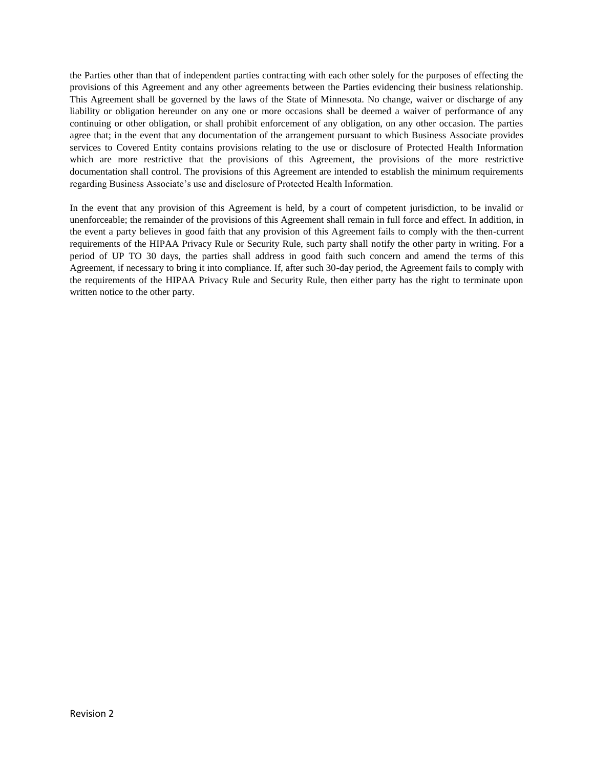the Parties other than that of independent parties contracting with each other solely for the purposes of effecting the provisions of this Agreement and any other agreements between the Parties evidencing their business relationship. This Agreement shall be governed by the laws of the State of Minnesota. No change, waiver or discharge of any liability or obligation hereunder on any one or more occasions shall be deemed a waiver of performance of any continuing or other obligation, or shall prohibit enforcement of any obligation, on any other occasion. The parties agree that; in the event that any documentation of the arrangement pursuant to which Business Associate provides services to Covered Entity contains provisions relating to the use or disclosure of Protected Health Information which are more restrictive that the provisions of this Agreement, the provisions of the more restrictive documentation shall control. The provisions of this Agreement are intended to establish the minimum requirements regarding Business Associate's use and disclosure of Protected Health Information.

In the event that any provision of this Agreement is held, by a court of competent jurisdiction, to be invalid or unenforceable; the remainder of the provisions of this Agreement shall remain in full force and effect. In addition, in the event a party believes in good faith that any provision of this Agreement fails to comply with the then-current requirements of the HIPAA Privacy Rule or Security Rule, such party shall notify the other party in writing. For a period of UP TO 30 days, the parties shall address in good faith such concern and amend the terms of this Agreement, if necessary to bring it into compliance. If, after such 30-day period, the Agreement fails to comply with the requirements of the HIPAA Privacy Rule and Security Rule, then either party has the right to terminate upon written notice to the other party.

Revision 2